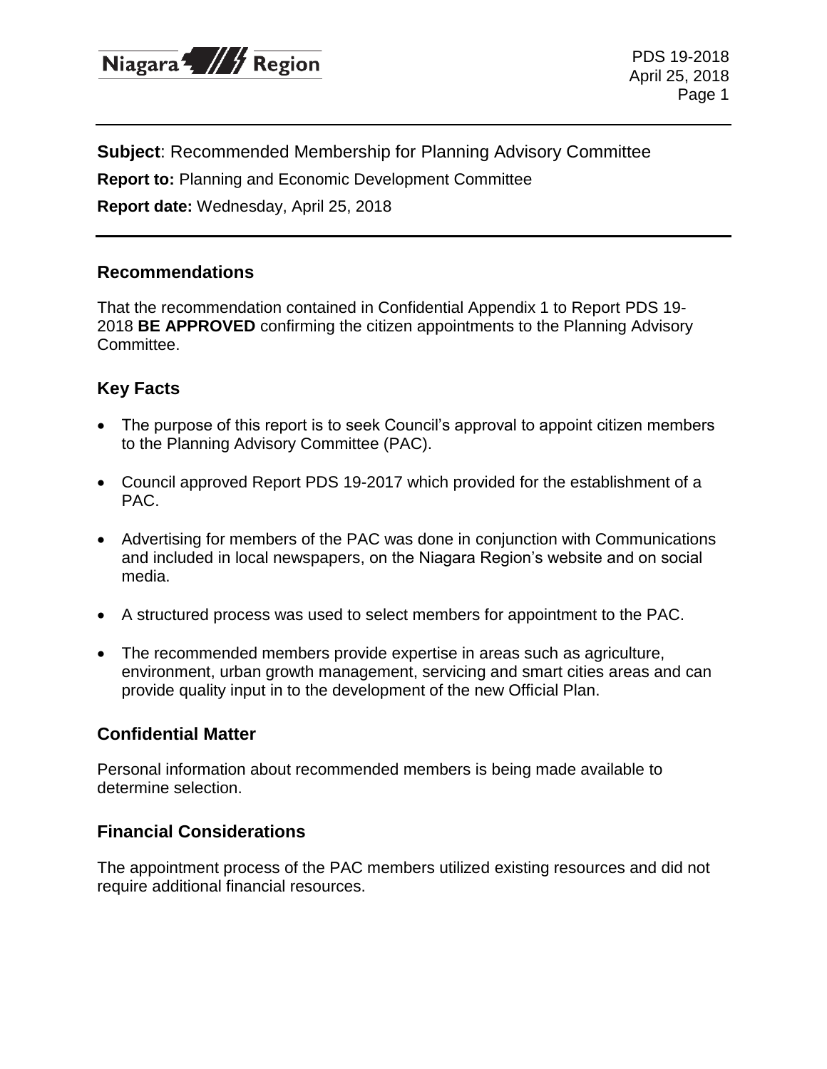**Subject**: Recommended Membership for Planning Advisory Committee

**Report to:** Planning and Economic Development Committee

**Report date:** Wednesday, April 25, 2018

## Recommendations

That the recommendation contained in Confidential Appendix 1 to Report PDS 19-2018 **BE APPROVED** confirming the citizen appointments to the Planning Advisory Committee.

## Key Facts

- The purpose of this report is to seek Council's approval to appoint citizen members to the Planning Advisory Committee (PAC).
- Council approved Report PDS 19-2017 which provided for the establishment of a PAC.
- Advertising for members of the PAC was done in conjunction with Communications and included in local newspapers, on the Niagara Region's website and on social media.
- A structured process was used to select members for appointment to the PAC.
- The recommended members provide expertise in areas such as agriculture, environment, urban growth management, servicing and smart cities areas and can provide quality input in to the development of the new Official Plan.

## Confidential Matter

Personal information about recommended members is being made available to determine selection.

## Financial Considerations

The appointment process of the PAC members utilized existing resources and did not require additional financial resources.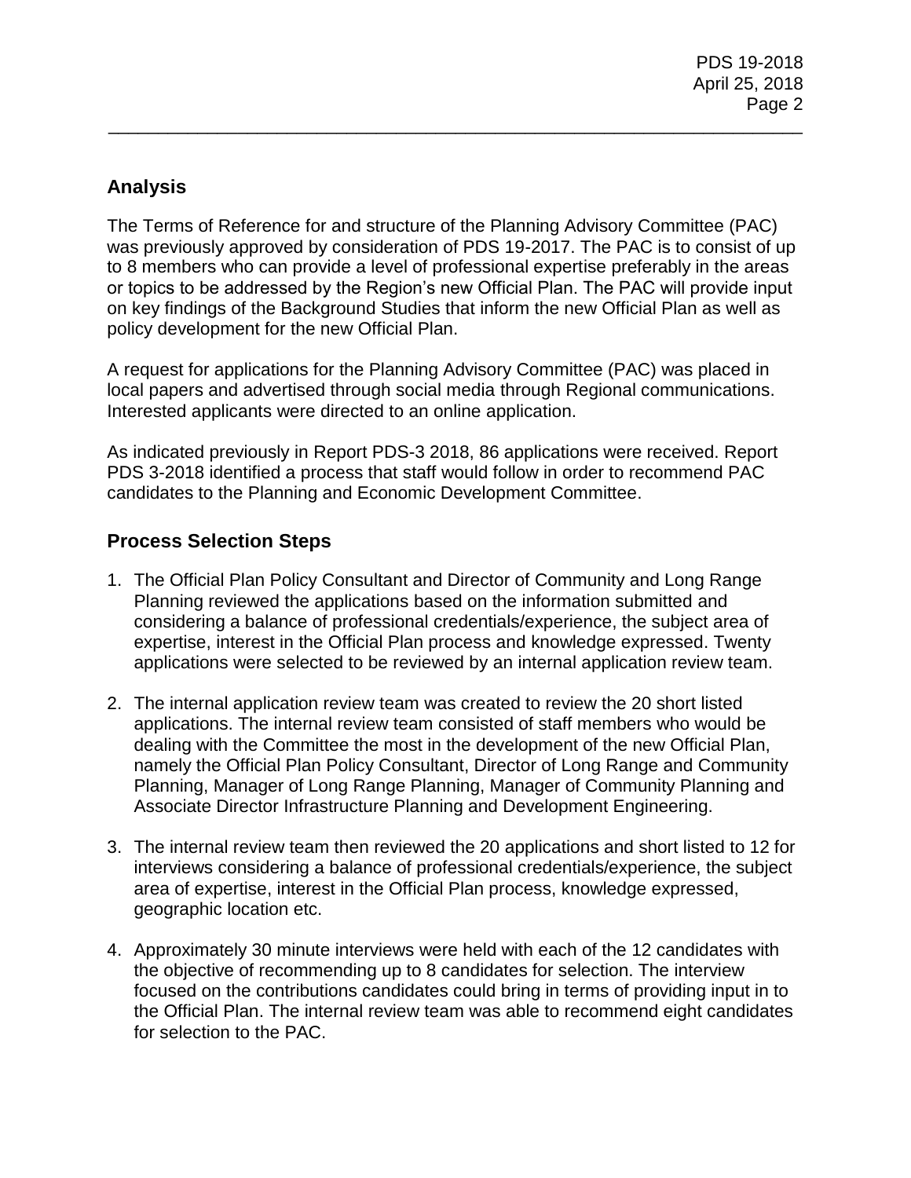## Analysis

The Terms of Reference for and structure of the Planning Advisory Committee (PAC) was previously approved by consideration of PDS 19-2017. The PAC is to consist of up to 8 members who can provide a level of professional expertise preferably in the areas or topics to be addressed by the Region's new Official Plan. The PAC will provide input on key findings of the Background Studies that inform the new Official Plan as well as policy development for the new Official Plan.

A request for applications for the Planning Advisory Committee (PAC) was placed in local papers and advertised through social media through Regional communications. Interested applicants were directed to an online application.

As indicated previously in Report PDS-3 2018, 86 applications were received. Report PDS 3-2018 identified a process that staff would follow in order to recommend PAC candidates to the Planning and Economic Development Committee.

## Process Selection Steps

1. The Official Plan Policy Consultant and Director of Community and Long Range Planning reviewed the applications based on the information submitted and considering a balance of professional credentials/experience, the subject area of expertise, interest in the Official Plan process and knowledge expressed. Twenty applications were selected to be reviewed by an internal application review team.

2. The internal application review team was created to review the 20 short listed applications. The internal review team consisted of staff members who would be dealing with the Committee the most in the development of the new Official Plan, namely the Official Plan Policy Consultant, Director of Long Range and Community Planning, Manager of Long Range Planning, Manager of Community Planning and Associate Director Infrastructure Planning and Development Engineering.

3. The internal review team then reviewed the 20 applications and short listed to 12 for interviews considering a balance of professional credentials/experience, the subject area of expertise, interest in the Official Plan process, knowledge expressed, geographic location etc.

4. Approximately 30 minute interviews were held with each of the 12 candidates with the objective of recommending up to 8 candidates for selection. The interview focused on the contributions candidates could bring in terms of providing input in to the Official Plan. The internal review team was able to recommend eight candidates for selection to the PAC.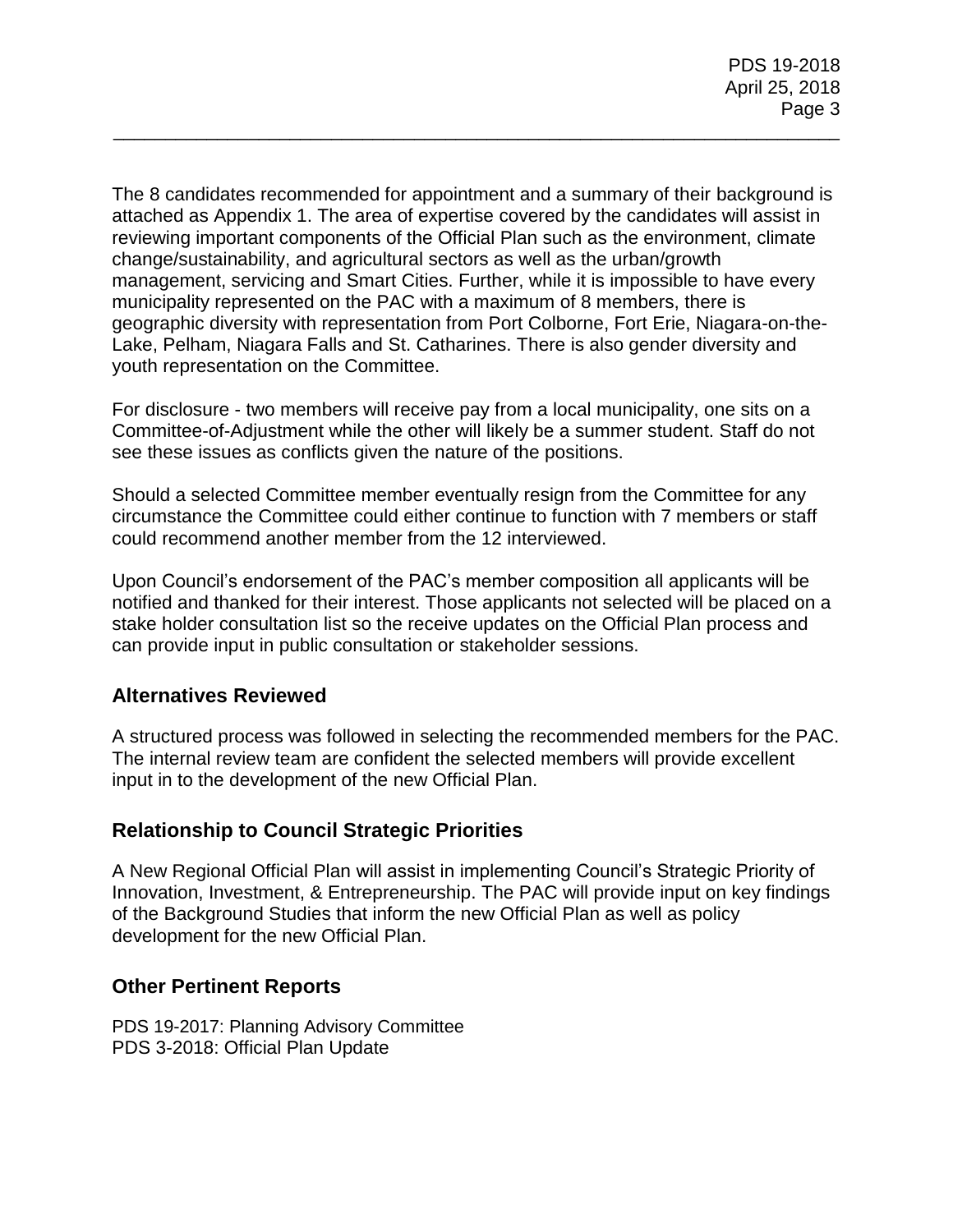The 8 candidates recommended for appointment and a summary of their background is attached as Appendix 1. The area of expertise covered by the candidates will assist in reviewing important components of the Official Plan such as the environment, climate change/sustainability, and agricultural sectors as well as the urban/growth management, servicing and Smart Cities. Further, while it is impossible to have every municipality represented on the PAC with a maximum of 8 members, there is geographic diversity with representation from Port Colborne, Fort Erie, Niagara-on-the-Lake, Pelham, Niagara Falls and St. Catharines. There is also gender diversity and youth representation on the Committee.

For disclosure - two members will receive pay from a local municipality, one sits on a Committee-of-Adjustment while the other will likely be a summer student. Staff do not see these issues as conflicts given the nature of the positions.

Should a selected Committee member eventually resign from the Committee for any circumstance the Committee could either continue to function with 7 members or staff could recommend another member from the 12 interviewed.

Upon Council's endorsement of the PAC's member composition all applicants will be notified and thanked for their interest. Those applicants not selected will be placed on a stake holder consultation list so the receive updates on the Official Plan process and can provide input in public consultation or stakeholder sessions.

## Alternatives Reviewed

A structured process was followed in selecting the recommended members for the PAC. The internal review team are confident the selected members will provide excellent input in to the development of the new Official Plan.

## Relationship to Council Strategic Priorities

A New Regional Official Plan will assist in implementing Council's Strategic Priority of Innovation, Investment, & Entrepreneurship. The PAC will provide input on key findings of the Background Studies that inform the new Official Plan as well as policy development for the new Official Plan.

## Other Pertinent Reports

PDS 19-2017: Planning Advisory Committee
PDS 3-2018: Official Plan Update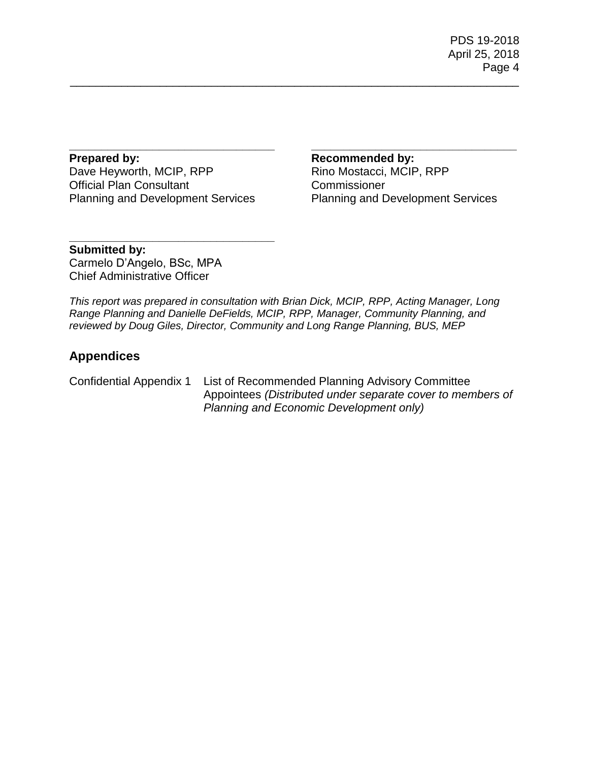**Prepared by:**
Dave Heyworth, MCIP, RPP
Official Plan Consultant
Planning and Development Services

**Recommended by:**
Rino Mostacci, MCIP, RPP
Commissioner
Planning and Development Services

**Submitted by:**
Carmelo D'Angelo, BSc, MPA
Chief Administrative Officer

*This report was prepared in consultation with Brian Dick, MCIP, RPP, Acting Manager, Long Range Planning and Danielle DeFields, MCIP, RPP, Manager, Community Planning, and reviewed by Doug Giles, Director, Community and Long Range Planning, BUS, MEP*

## Appendices

| | |
|---|---|
| Confidential Appendix 1 | List of Recommended Planning Advisory Committee Appointees *(Distributed under separate cover to members of Planning and Economic Development only)* |